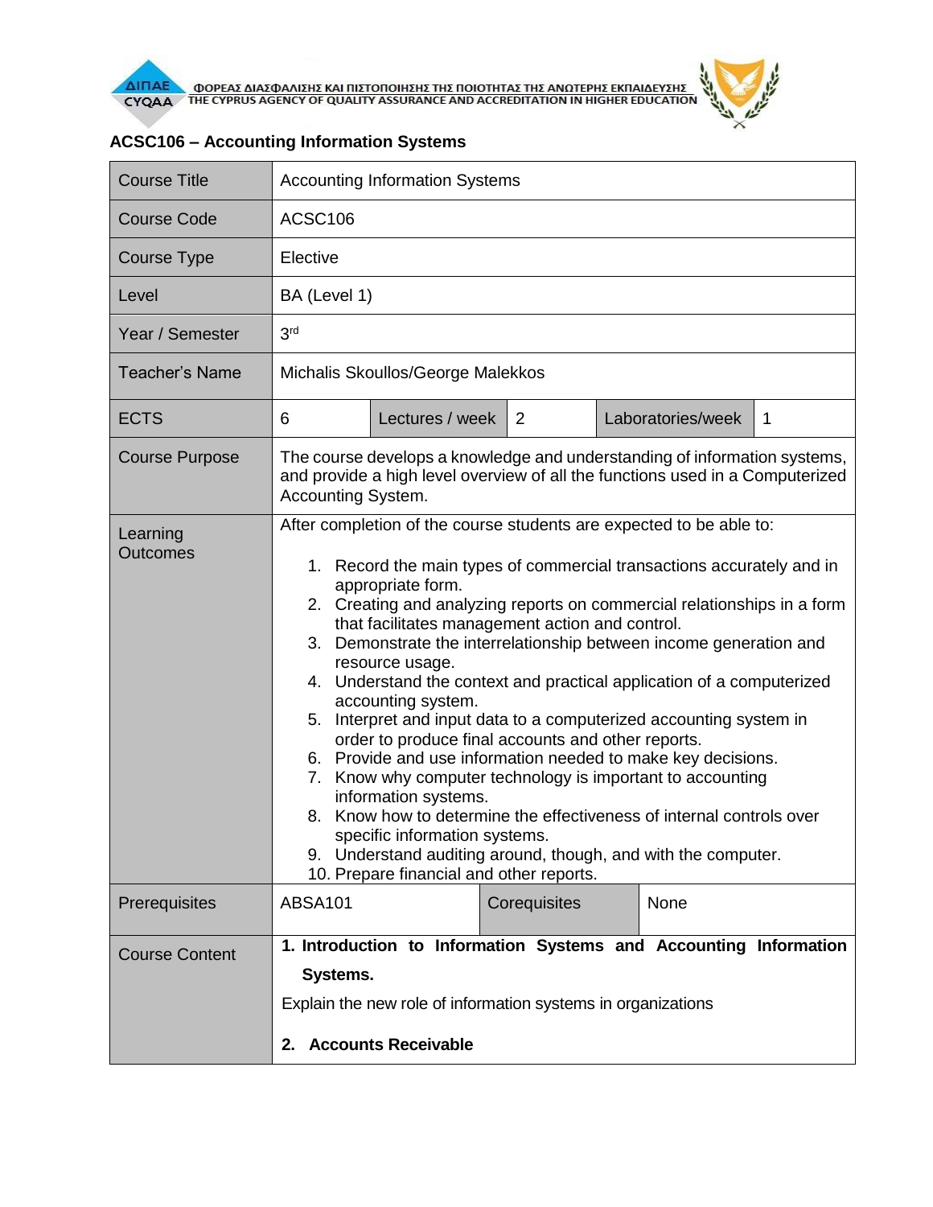ΦΟΡΕΑΣ ΔΙΑΣΦΑΛΙΣΗΣ ΚΑΙ ΠΙΣΤΟΠΟΙΗΣΗΣ ΤΗΣ ΠΟΙΟΤΗΤΑΣ ΤΗΣ ΑΝΩΤΕΡΗΣ ΕΚΠΑΙΔΕΥΣΗΣ
THE CYPRUS AGENCY OF QUALITY ASSURANCE AND ACCREDITATION IN HIGHER EDUCATION

## ACSC106 – Accounting Information Systems

| Course Title | Accounting Information Systems | | | | |
|---|---|---|---|---|---|
| Course Code | ACSC106 | | | | |
| Course Type | Elective | | | | |
| Level | BA (Level 1) | | | | |
| Year / Semester | 3rd | | | | |
| Teacher's Name | Michalis Skoullos/George Malekkos | | | | |
| ECTS | 6 | Lectures / week | 2 | Laboratories/week | 1 |
| Course Purpose | The course develops a knowledge and understanding of information systems, and provide a high level overview of all the functions used in a Computerized Accounting System. | | | | |
| Learning Outcomes | After completion of the course students are expected to be able to:<br>1. Record the main types of commercial transactions accurately and in appropriate form.<br>2. Creating and analyzing reports on commercial relationships in a form that facilitates management action and control.<br>3. Demonstrate the interrelationship between income generation and resource usage.<br>4. Understand the context and practical application of a computerized accounting system.<br>5. Interpret and input data to a computerized accounting system in order to produce final accounts and other reports.<br>6. Provide and use information needed to make key decisions.<br>7. Know why computer technology is important to accounting information systems.<br>8. Know how to determine the effectiveness of internal controls over specific information systems.<br>9. Understand auditing around, though, and with the computer.<br>10. Prepare financial and other reports. | | | | |
| Prerequisites | ABSA101 | Corequisites | None | | |
| Course Content | **1. Introduction to Information Systems and Accounting Information Systems.**<br>Explain the new role of information systems in organizations<br>**2. Accounts Receivable** | | | | |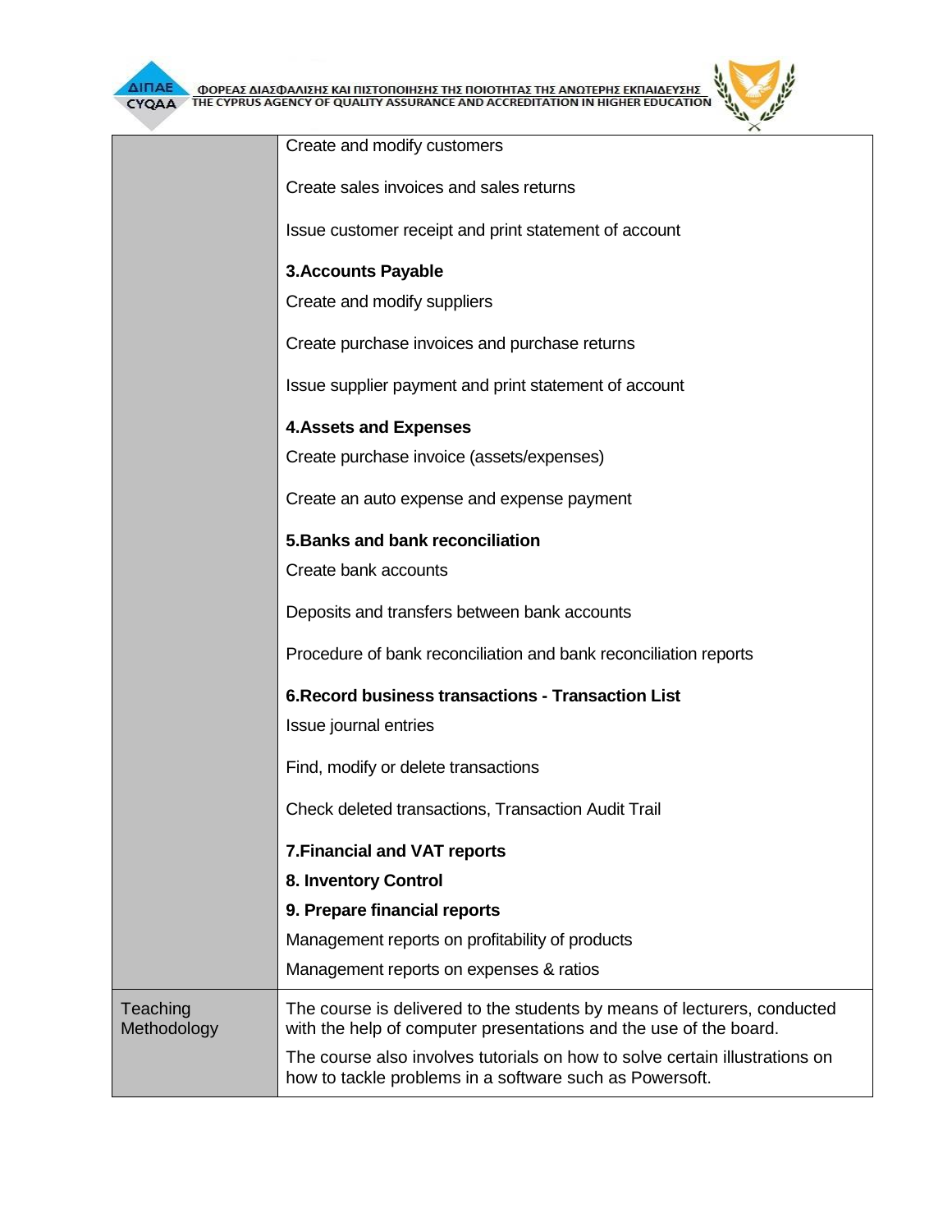| | |
|---|---|
| | Create and modify customers<br><br>Create sales invoices and sales returns<br><br>Issue customer receipt and print statement of account<br><br>**3.Accounts Payable**<br>Create and modify suppliers<br><br>Create purchase invoices and purchase returns<br><br>Issue supplier payment and print statement of account<br><br>**4.Assets and Expenses**<br>Create purchase invoice (assets/expenses)<br><br>Create an auto expense and expense payment<br><br>**5.Banks and bank reconciliation**<br>Create bank accounts<br><br>Deposits and transfers between bank accounts<br><br>Procedure of bank reconciliation and bank reconciliation reports<br><br>**6.Record business transactions - Transaction List**<br>Issue journal entries<br><br>Find, modify or delete transactions<br><br>Check deleted transactions, Transaction Audit Trail<br><br>**7.Financial and VAT reports**<br>**8. Inventory Control**<br>**9. Prepare financial reports**<br>Management reports on profitability of products<br>Management reports on expenses & ratios |
| Teaching Methodology | The course is delivered to the students by means of lecturers, conducted with the help of computer presentations and the use of the board.<br><br>The course also involves tutorials on how to solve certain illustrations on how to tackle problems in a software such as Powersoft. |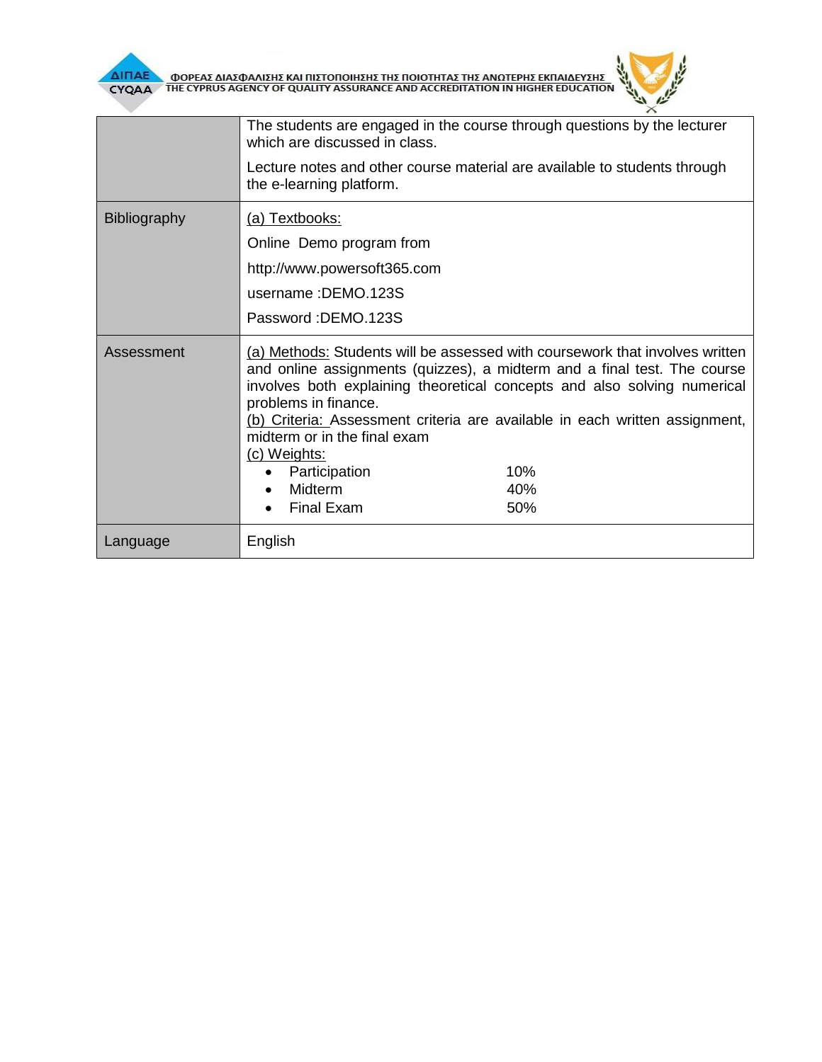| | |
|---|---|
| | The students are engaged in the course through questions by the lecturer which are discussed in class.<br><br>Lecture notes and other course material are available to students through the e-learning platform. |
| Bibliography | (a) Textbooks:<br><br>Online Demo program from<br><br>http://www.powersoft365.com<br><br>username :DEMO.123S<br><br>Password :DEMO.123S |
| Assessment | (a) Methods: Students will be assessed with coursework that involves written and online assignments (quizzes), a midterm and a final test. The course involves both explaining theoretical concepts and also solving numerical problems in finance.<br>(b) Criteria: Assessment criteria are available in each written assignment, midterm or in the final exam<br>(c) Weights:<br>• Participation 10%<br>• Midterm 40%<br>• Final Exam 50% |
| Language | English |